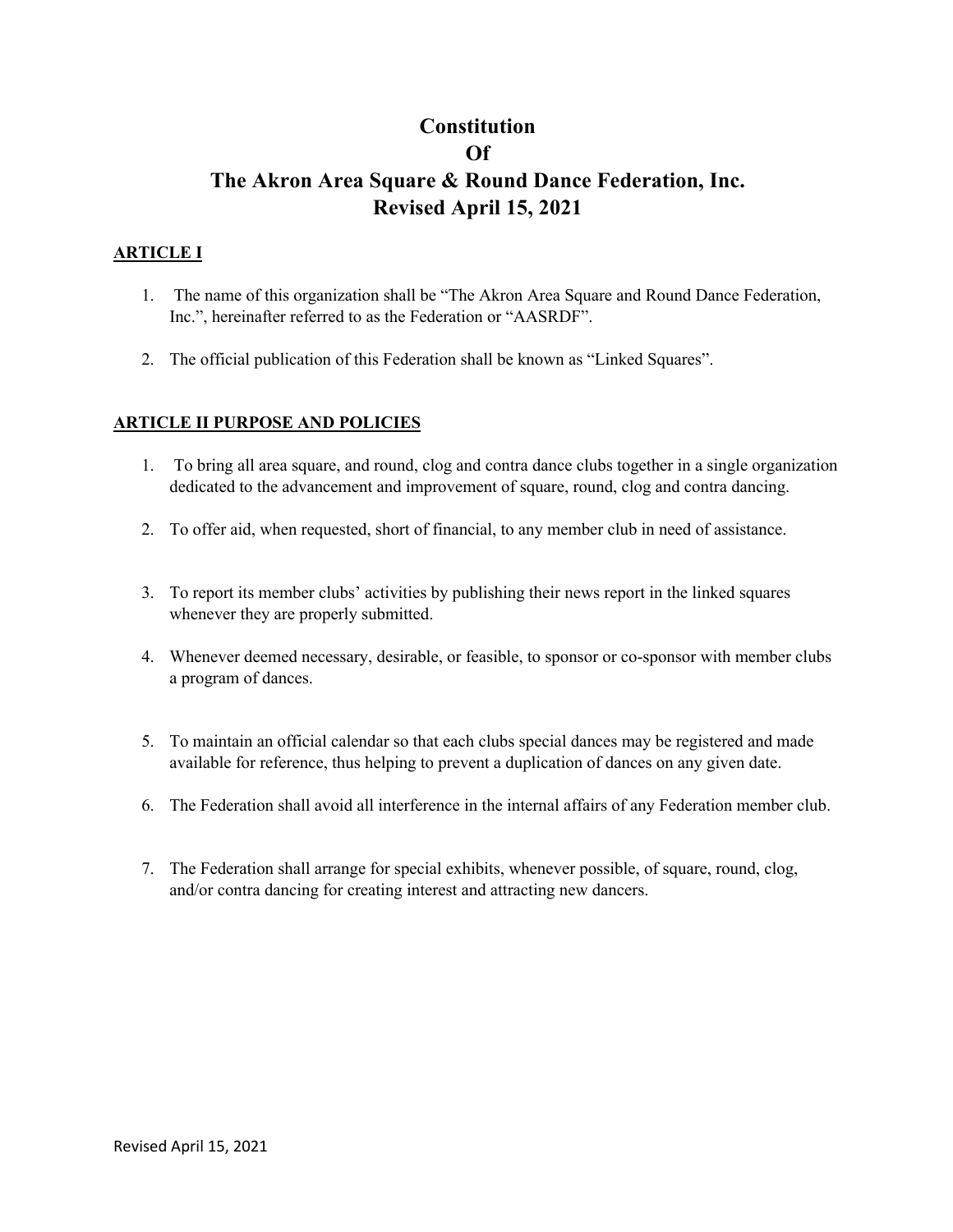# Constitution
# Of
# The Akron Area Square & Round Dance Federation, Inc.
# Revised April 15, 2021

## ARTICLE I

1. The name of this organization shall be "The Akron Area Square and Round Dance Federation, Inc.", hereinafter referred to as the Federation or "AASRDF".

2. The official publication of this Federation shall be known as "Linked Squares".

## ARTICLE II PURPOSE AND POLICIES

1. To bring all area square, and round, clog and contra dance clubs together in a single organization dedicated to the advancement and improvement of square, round, clog and contra dancing.

2. To offer aid, when requested, short of financial, to any member club in need of assistance.

3. To report its member clubs' activities by publishing their news report in the linked squares whenever they are properly submitted.

4. Whenever deemed necessary, desirable, or feasible, to sponsor or co-sponsor with member clubs a program of dances.

5. To maintain an official calendar so that each clubs special dances may be registered and made available for reference, thus helping to prevent a duplication of dances on any given date.

6. The Federation shall avoid all interference in the internal affairs of any Federation member club.

7. The Federation shall arrange for special exhibits, whenever possible, of square, round, clog, and/or contra dancing for creating interest and attracting new dancers.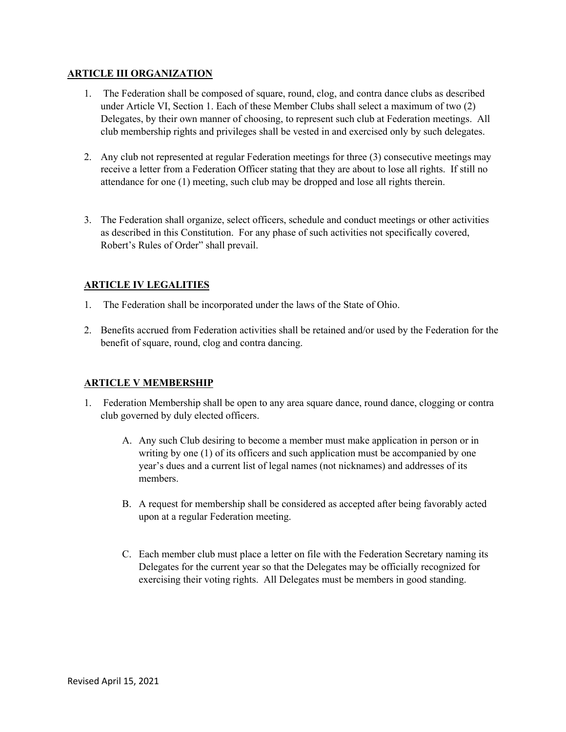## ARTICLE III ORGANIZATION

1. The Federation shall be composed of square, round, clog, and contra dance clubs as described under Article VI, Section 1. Each of these Member Clubs shall select a maximum of two (2) Delegates, by their own manner of choosing, to represent such club at Federation meetings. All club membership rights and privileges shall be vested in and exercised only by such delegates.

2. Any club not represented at regular Federation meetings for three (3) consecutive meetings may receive a letter from a Federation Officer stating that they are about to lose all rights. If still no attendance for one (1) meeting, such club may be dropped and lose all rights therein.

3. The Federation shall organize, select officers, schedule and conduct meetings or other activities as described in this Constitution. For any phase of such activities not specifically covered, Robert's Rules of Order" shall prevail.

## ARTICLE IV LEGALITIES

1. The Federation shall be incorporated under the laws of the State of Ohio.

2. Benefits accrued from Federation activities shall be retained and/or used by the Federation for the benefit of square, round, clog and contra dancing.

## ARTICLE V MEMBERSHIP

1. Federation Membership shall be open to any area square dance, round dance, clogging or contra club governed by duly elected officers.

   A. Any such Club desiring to become a member must make application in person or in writing by one (1) of its officers and such application must be accompanied by one year's dues and a current list of legal names (not nicknames) and addresses of its members.

   B. A request for membership shall be considered as accepted after being favorably acted upon at a regular Federation meeting.

   C. Each member club must place a letter on file with the Federation Secretary naming its Delegates for the current year so that the Delegates may be officially recognized for exercising their voting rights. All Delegates must be members in good standing.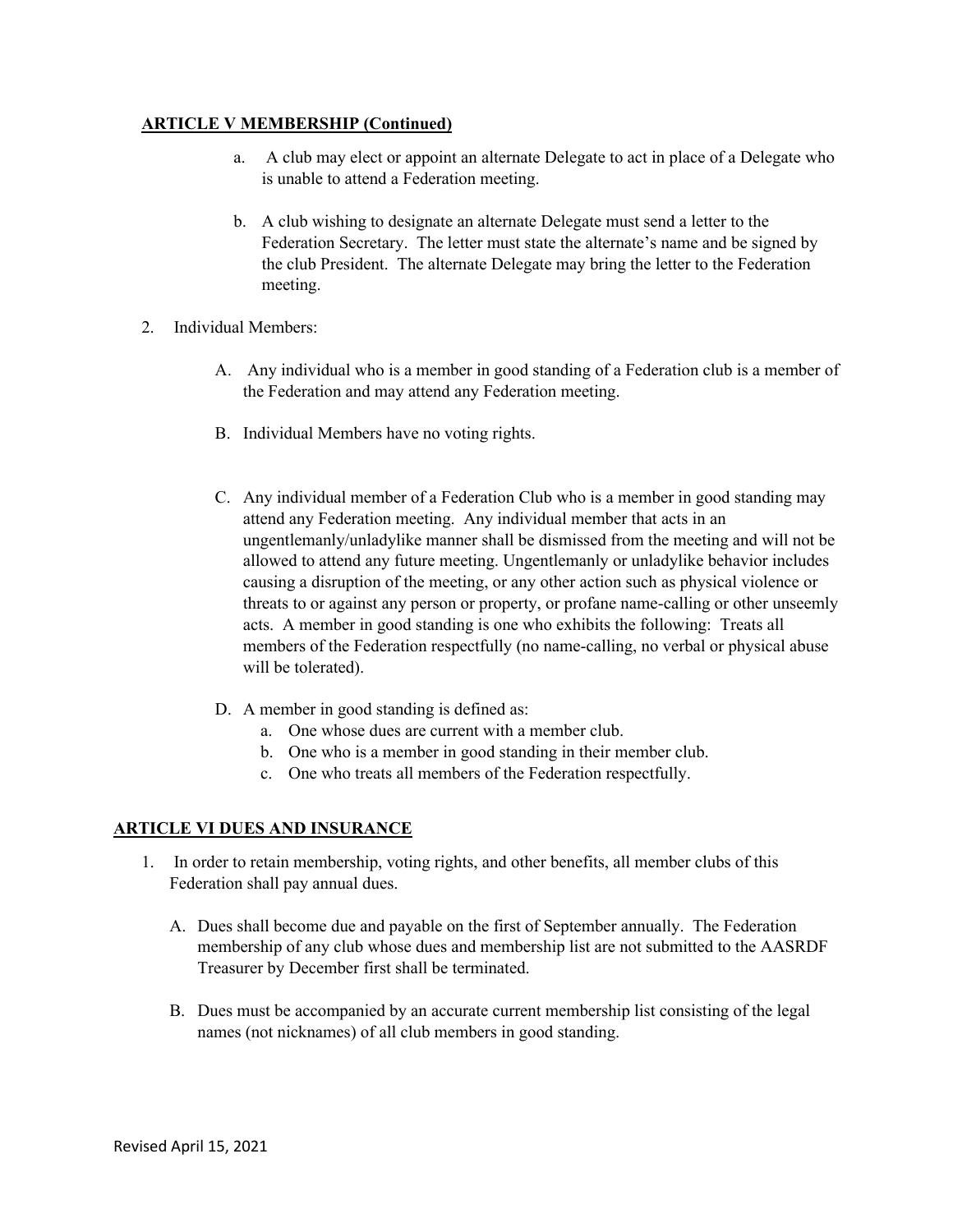**ARTICLE V MEMBERSHIP (Continued)**

a. A club may elect or appoint an alternate Delegate to act in place of a Delegate who is unable to attend a Federation meeting.

b. A club wishing to designate an alternate Delegate must send a letter to the Federation Secretary. The letter must state the alternate's name and be signed by the club President. The alternate Delegate may bring the letter to the Federation meeting.

2. Individual Members:

   A. Any individual who is a member in good standing of a Federation club is a member of the Federation and may attend any Federation meeting.

   B. Individual Members have no voting rights.

   C. Any individual member of a Federation Club who is a member in good standing may attend any Federation meeting. Any individual member that acts in an ungentlemanly/unladylike manner shall be dismissed from the meeting and will not be allowed to attend any future meeting. Ungentlemanly or unladylike behavior includes causing a disruption of the meeting, or any other action such as physical violence or threats to or against any person or property, or profane name-calling or other unseemly acts. A member in good standing is one who exhibits the following: Treats all members of the Federation respectfully (no name-calling, no verbal or physical abuse will be tolerated).

   D. A member in good standing is defined as:
      a. One whose dues are current with a member club.
      b. One who is a member in good standing in their member club.
      c. One who treats all members of the Federation respectfully.

**ARTICLE VI DUES AND INSURANCE**

1. In order to retain membership, voting rights, and other benefits, all member clubs of this Federation shall pay annual dues.

   A. Dues shall become due and payable on the first of September annually. The Federation membership of any club whose dues and membership list are not submitted to the AASRDF Treasurer by December first shall be terminated.

   B. Dues must be accompanied by an accurate current membership list consisting of the legal names (not nicknames) of all club members in good standing.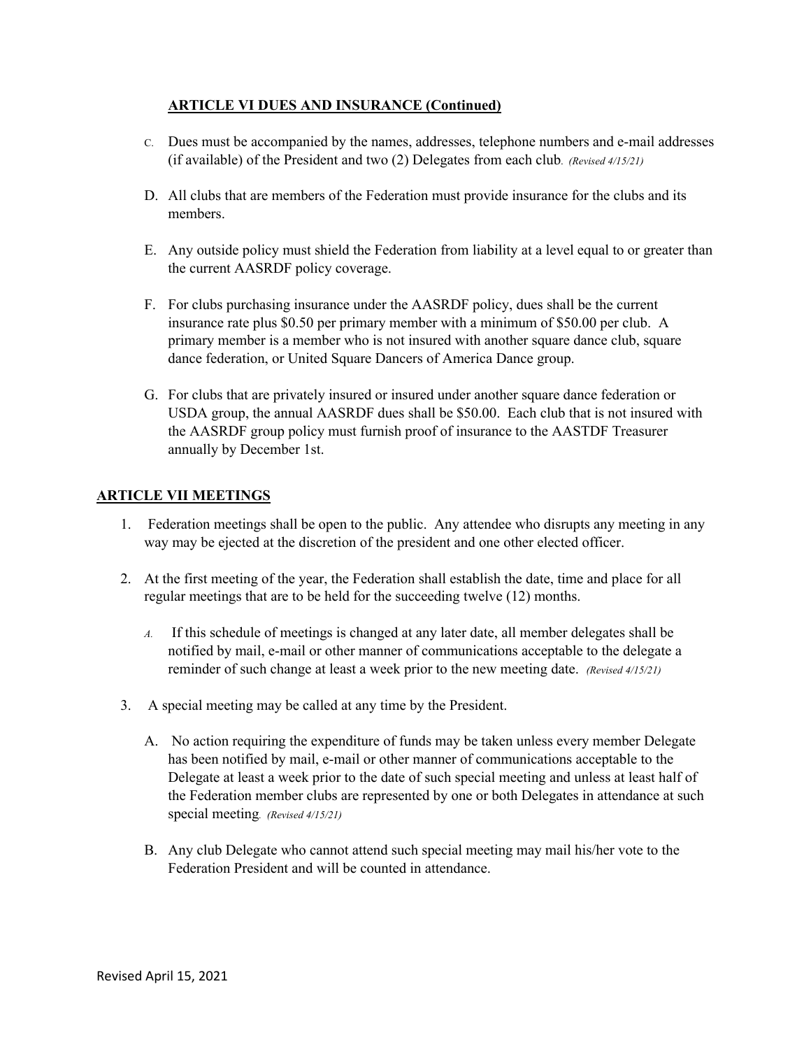**ARTICLE VI DUES AND INSURANCE (Continued)**

C. Dues must be accompanied by the names, addresses, telephone numbers and e-mail addresses (if available) of the President and two (2) Delegates from each club. *(Revised 4/15/21)*

D. All clubs that are members of the Federation must provide insurance for the clubs and its members.

E. Any outside policy must shield the Federation from liability at a level equal to or greater than the current AASRDF policy coverage.

F. For clubs purchasing insurance under the AASRDF policy, dues shall be the current insurance rate plus $0.50 per primary member with a minimum of $50.00 per club. A primary member is a member who is not insured with another square dance club, square dance federation, or United Square Dancers of America Dance group.

G. For clubs that are privately insured or insured under another square dance federation or USDA group, the annual AASRDF dues shall be $50.00. Each club that is not insured with the AASRDF group policy must furnish proof of insurance to the AASTDF Treasurer annually by December 1st.

**ARTICLE VII MEETINGS**

1. Federation meetings shall be open to the public. Any attendee who disrupts any meeting in any way may be ejected at the discretion of the president and one other elected officer.

2. At the first meeting of the year, the Federation shall establish the date, time and place for all regular meetings that are to be held for the succeeding twelve (12) months.

   A. If this schedule of meetings is changed at any later date, all member delegates shall be notified by mail, e-mail or other manner of communications acceptable to the delegate a reminder of such change at least a week prior to the new meeting date. *(Revised 4/15/21)*

3. A special meeting may be called at any time by the President.

   A. No action requiring the expenditure of funds may be taken unless every member Delegate has been notified by mail, e-mail or other manner of communications acceptable to the Delegate at least a week prior to the date of such special meeting and unless at least half of the Federation member clubs are represented by one or both Delegates in attendance at such special meeting. *(Revised 4/15/21)*

   B. Any club Delegate who cannot attend such special meeting may mail his/her vote to the Federation President and will be counted in attendance.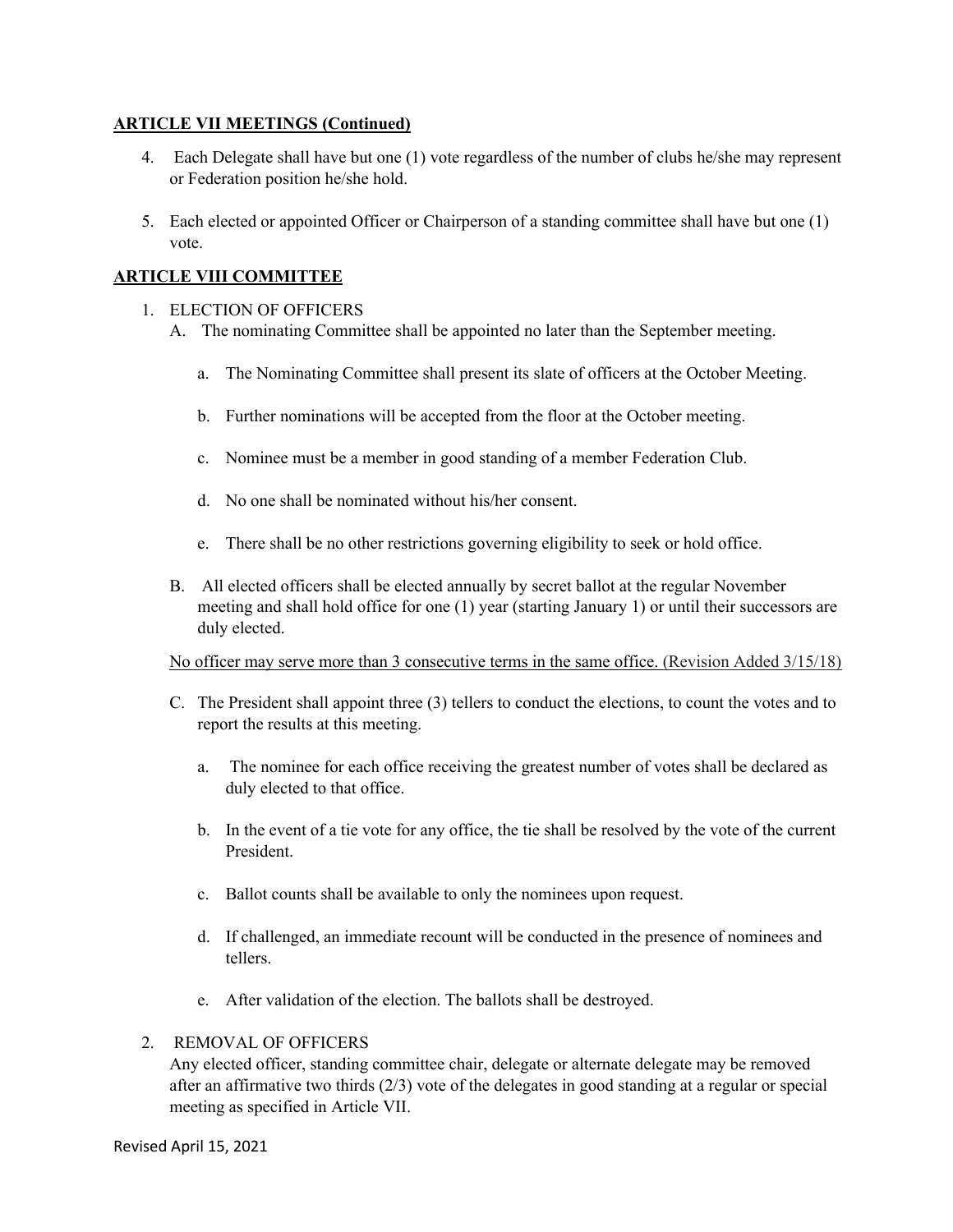**ARTICLE VII MEETINGS (Continued)**

4. Each Delegate shall have but one (1) vote regardless of the number of clubs he/she may represent or Federation position he/she hold.

5. Each elected or appointed Officer or Chairperson of a standing committee shall have but one (1) vote.

**ARTICLE VIII COMMITTEE**

1. ELECTION OF OFFICERS
   A. The nominating Committee shall be appointed no later than the September meeting.

      a. The Nominating Committee shall present its slate of officers at the October Meeting.

      b. Further nominations will be accepted from the floor at the October meeting.

      c. Nominee must be a member in good standing of a member Federation Club.

      d. No one shall be nominated without his/her consent.

      e. There shall be no other restrictions governing eligibility to seek or hold office.

   B. All elected officers shall be elected annually by secret ballot at the regular November meeting and shall hold office for one (1) year (starting January 1) or until their successors are duly elected.

   No officer may serve more than 3 consecutive terms in the same office. (Revision Added 3/15/18)

   C. The President shall appoint three (3) tellers to conduct the elections, to count the votes and to report the results at this meeting.

      a. The nominee for each office receiving the greatest number of votes shall be declared as duly elected to that office.

      b. In the event of a tie vote for any office, the tie shall be resolved by the vote of the current President.

      c. Ballot counts shall be available to only the nominees upon request.

      d. If challenged, an immediate recount will be conducted in the presence of nominees and tellers.

      e. After validation of the election. The ballots shall be destroyed.

2. REMOVAL OF OFFICERS
   Any elected officer, standing committee chair, delegate or alternate delegate may be removed after an affirmative two thirds (2/3) vote of the delegates in good standing at a regular or special meeting as specified in Article VII.

Revised April 15, 2021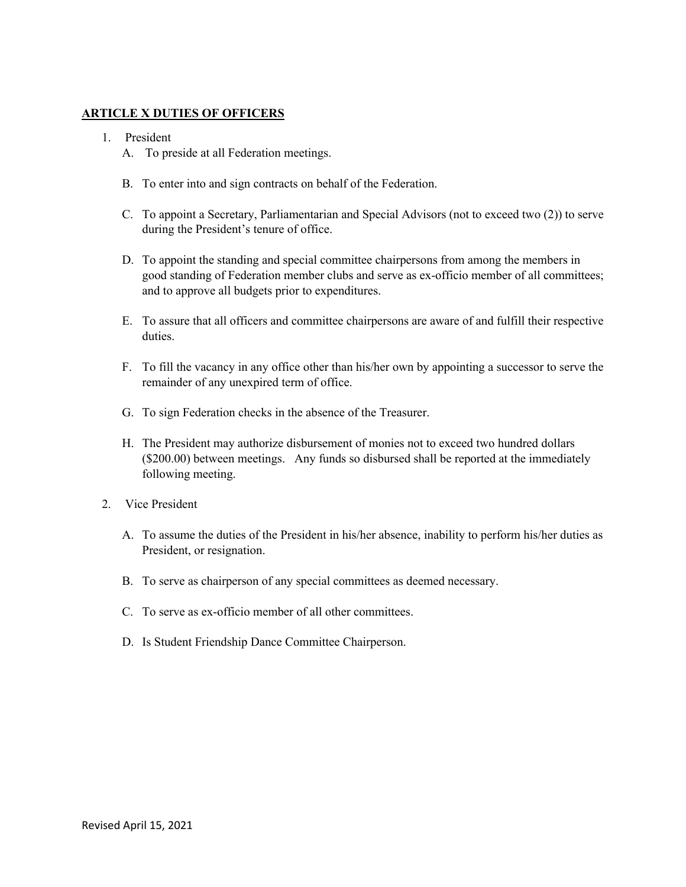## ARTICLE X DUTIES OF OFFICERS

1. President
   - A. To preside at all Federation meetings.
   - B. To enter into and sign contracts on behalf of the Federation.
   - C. To appoint a Secretary, Parliamentarian and Special Advisors (not to exceed two (2)) to serve during the President's tenure of office.
   - D. To appoint the standing and special committee chairpersons from among the members in good standing of Federation member clubs and serve as ex-officio member of all committees; and to approve all budgets prior to expenditures.
   - E. To assure that all officers and committee chairpersons are aware of and fulfill their respective duties.
   - F. To fill the vacancy in any office other than his/her own by appointing a successor to serve the remainder of any unexpired term of office.
   - G. To sign Federation checks in the absence of the Treasurer.
   - H. The President may authorize disbursement of monies not to exceed two hundred dollars ($200.00) between meetings. Any funds so disbursed shall be reported at the immediately following meeting.

2. Vice President
   - A. To assume the duties of the President in his/her absence, inability to perform his/her duties as President, or resignation.
   - B. To serve as chairperson of any special committees as deemed necessary.
   - C. To serve as ex-officio member of all other committees.
   - D. Is Student Friendship Dance Committee Chairperson.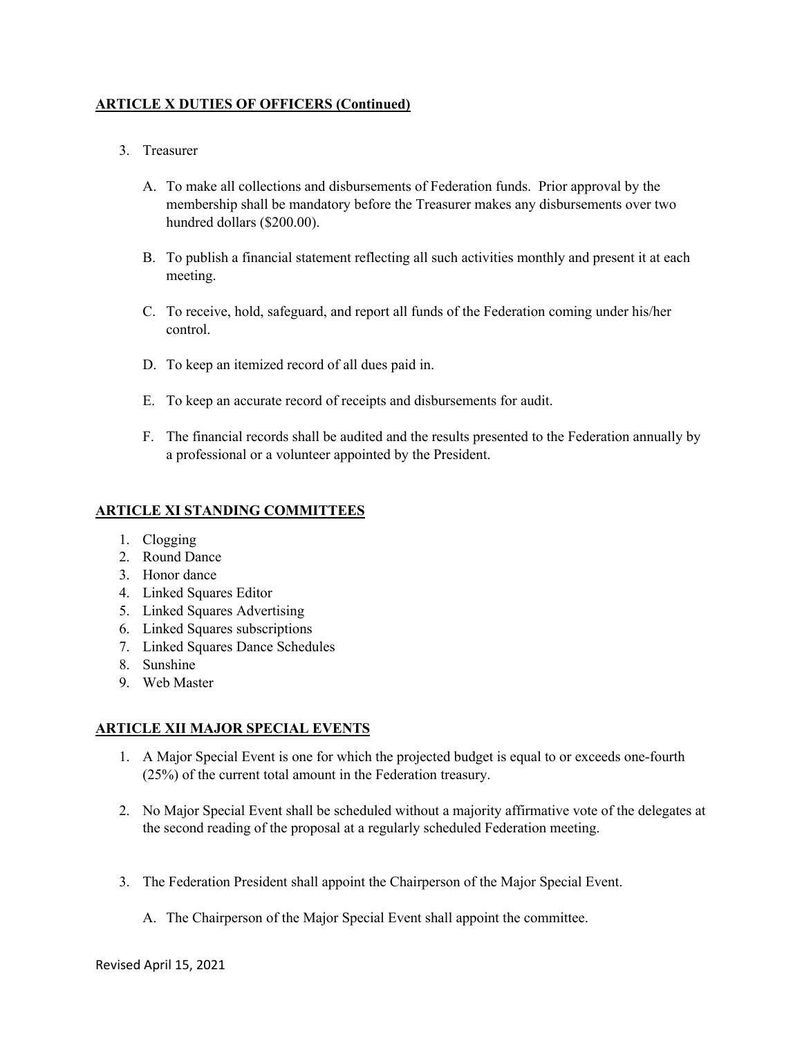**ARTICLE X DUTIES OF OFFICERS (Continued)**

3. Treasurer

   A. To make all collections and disbursements of Federation funds. Prior approval by the membership shall be mandatory before the Treasurer makes any disbursements over two hundred dollars ($200.00).

   B. To publish a financial statement reflecting all such activities monthly and present it at each meeting.

   C. To receive, hold, safeguard, and report all funds of the Federation coming under his/her control.

   D. To keep an itemized record of all dues paid in.

   E. To keep an accurate record of receipts and disbursements for audit.

   F. The financial records shall be audited and the results presented to the Federation annually by a professional or a volunteer appointed by the President.

**ARTICLE XI STANDING COMMITTEES**

1. Clogging
2. Round Dance
3. Honor dance
4. Linked Squares Editor
5. Linked Squares Advertising
6. Linked Squares subscriptions
7. Linked Squares Dance Schedules
8. Sunshine
9. Web Master

**ARTICLE XII MAJOR SPECIAL EVENTS**

1. A Major Special Event is one for which the projected budget is equal to or exceeds one-fourth (25%) of the current total amount in the Federation treasury.

2. No Major Special Event shall be scheduled without a majority affirmative vote of the delegates at the second reading of the proposal at a regularly scheduled Federation meeting.

3. The Federation President shall appoint the Chairperson of the Major Special Event.

   A. The Chairperson of the Major Special Event shall appoint the committee.

Revised April 15, 2021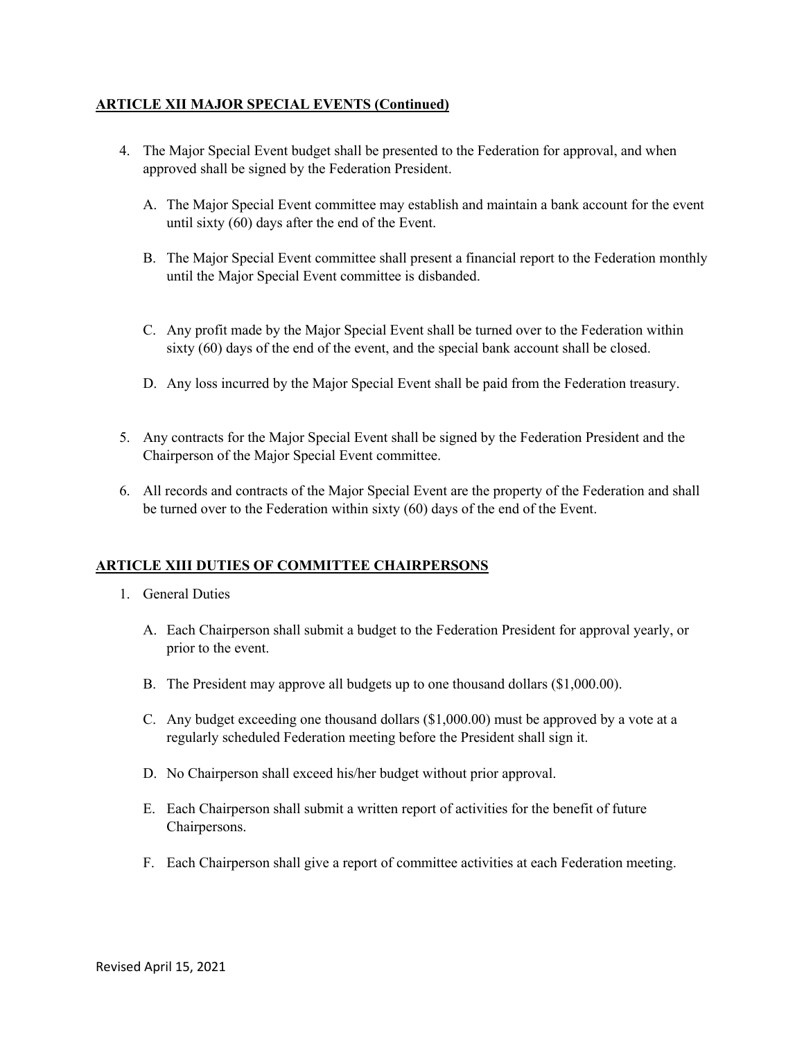## ARTICLE XII MAJOR SPECIAL EVENTS (Continued)

4. The Major Special Event budget shall be presented to the Federation for approval, and when approved shall be signed by the Federation President.

   A. The Major Special Event committee may establish and maintain a bank account for the event until sixty (60) days after the end of the Event.

   B. The Major Special Event committee shall present a financial report to the Federation monthly until the Major Special Event committee is disbanded.

   C. Any profit made by the Major Special Event shall be turned over to the Federation within sixty (60) days of the end of the event, and the special bank account shall be closed.

   D. Any loss incurred by the Major Special Event shall be paid from the Federation treasury.

5. Any contracts for the Major Special Event shall be signed by the Federation President and the Chairperson of the Major Special Event committee.

6. All records and contracts of the Major Special Event are the property of the Federation and shall be turned over to the Federation within sixty (60) days of the end of the Event.

## ARTICLE XIII DUTIES OF COMMITTEE CHAIRPERSONS

1. General Duties

   A. Each Chairperson shall submit a budget to the Federation President for approval yearly, or prior to the event.

   B. The President may approve all budgets up to one thousand dollars ($1,000.00).

   C. Any budget exceeding one thousand dollars ($1,000.00) must be approved by a vote at a regularly scheduled Federation meeting before the President shall sign it.

   D. No Chairperson shall exceed his/her budget without prior approval.

   E. Each Chairperson shall submit a written report of activities for the benefit of future Chairpersons.

   F. Each Chairperson shall give a report of committee activities at each Federation meeting.

Revised April 15, 2021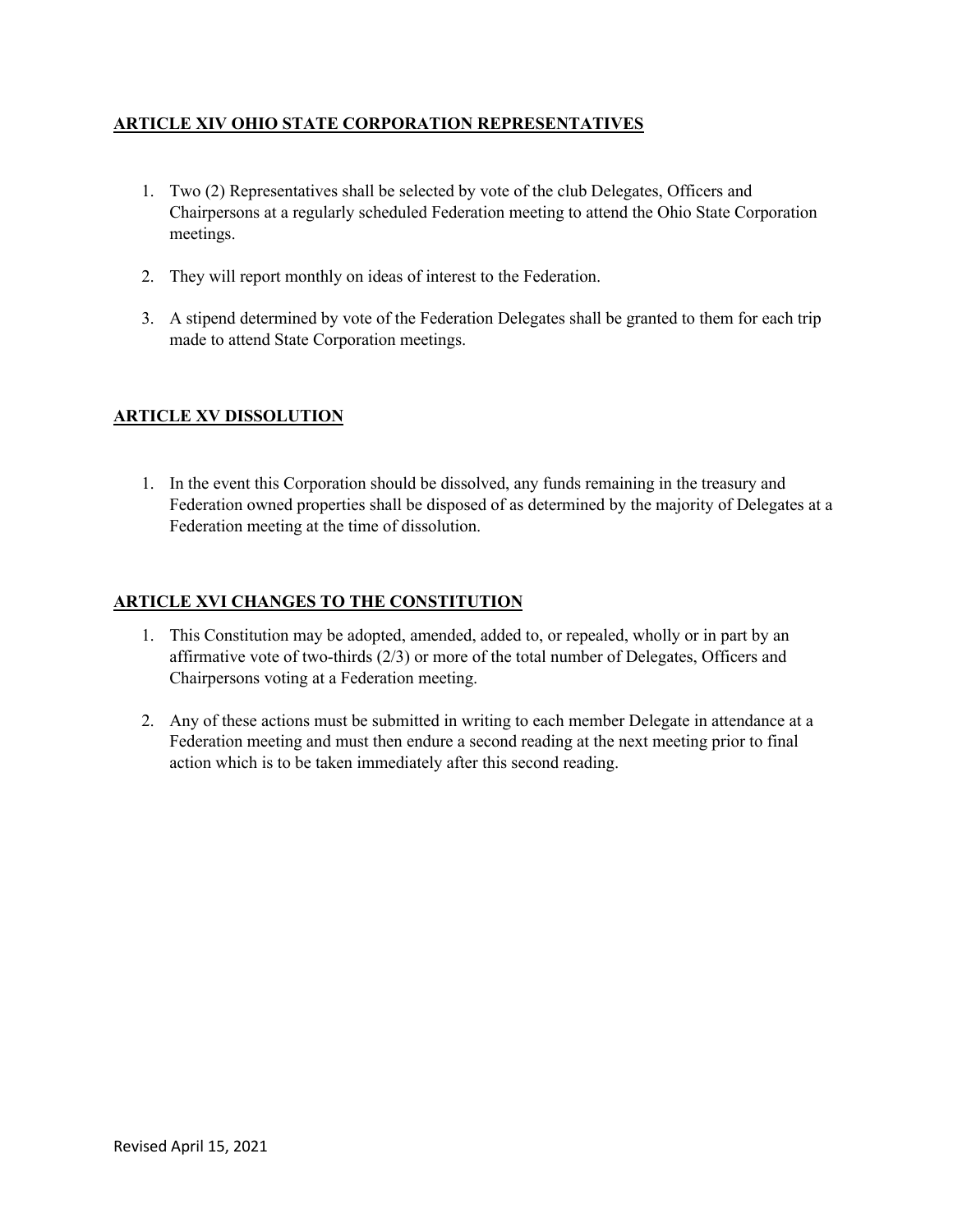## ARTICLE XIV OHIO STATE CORPORATION REPRESENTATIVES

1. Two (2) Representatives shall be selected by vote of the club Delegates, Officers and Chairpersons at a regularly scheduled Federation meeting to attend the Ohio State Corporation meetings.

2. They will report monthly on ideas of interest to the Federation.

3. A stipend determined by vote of the Federation Delegates shall be granted to them for each trip made to attend State Corporation meetings.

## ARTICLE XV DISSOLUTION

1. In the event this Corporation should be dissolved, any funds remaining in the treasury and Federation owned properties shall be disposed of as determined by the majority of Delegates at a Federation meeting at the time of dissolution.

## ARTICLE XVI CHANGES TO THE CONSTITUTION

1. This Constitution may be adopted, amended, added to, or repealed, wholly or in part by an affirmative vote of two-thirds (2/3) or more of the total number of Delegates, Officers and Chairpersons voting at a Federation meeting.

2. Any of these actions must be submitted in writing to each member Delegate in attendance at a Federation meeting and must then endure a second reading at the next meeting prior to final action which is to be taken immediately after this second reading.

Revised April 15, 2021